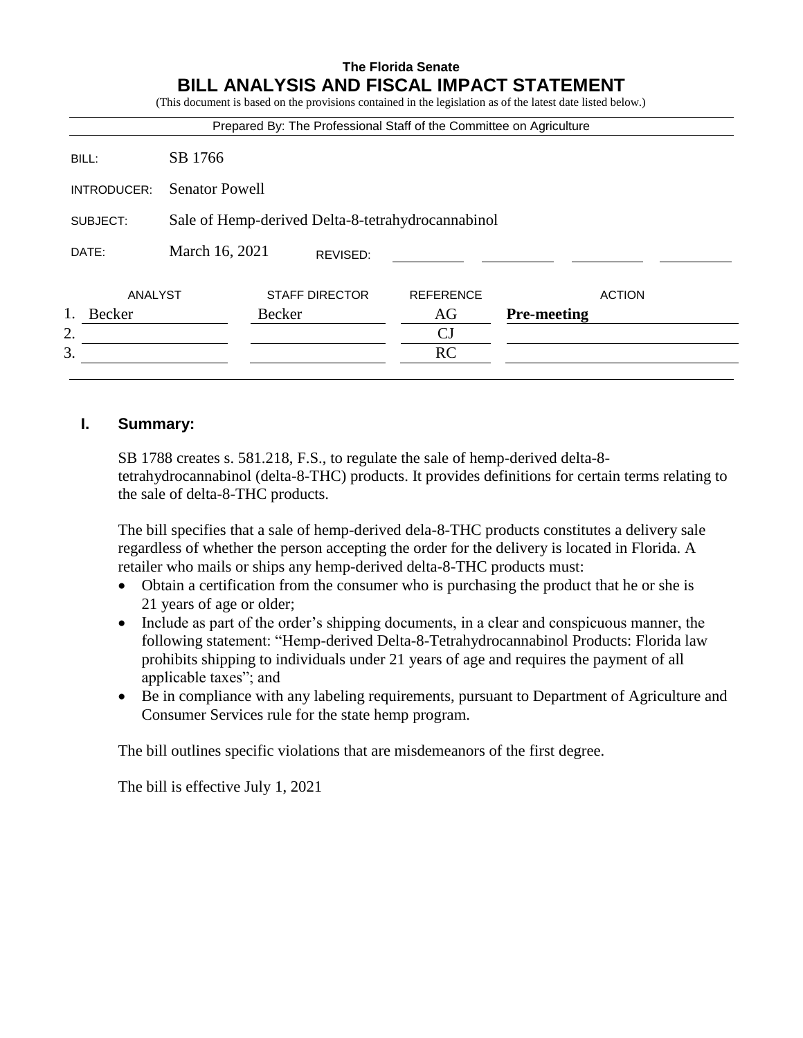**The Florida Senate**

# BILL ANALYSIS AND FISCAL IMPACT STATEMENT

(This document is based on the provisions contained in the legislation as of the latest date listed below.)

Prepared By: The Professional Staff of the Committee on Agriculture

| | |
|---|---|
| BILL: | SB 1766 |
| INTRODUCER: | Senator Powell |
| SUBJECT: | Sale of Hemp-derived Delta-8-tetrahydrocannabinol |
| DATE: | March 16, 2021 REVISED: |

| ANALYST | STAFF DIRECTOR | REFERENCE | ACTION |
|---|---|---|---|
| 1. Becker | Becker | AG | **Pre-meeting** |
| 2. | | CJ | |
| 3. | | RC | |

## I. Summary:

SB 1788 creates s. 581.218, F.S., to regulate the sale of hemp-derived delta-8-tetrahydrocannabinol (delta-8-THC) products. It provides definitions for certain terms relating to the sale of delta-8-THC products.

The bill specifies that a sale of hemp-derived dela-8-THC products constitutes a delivery sale regardless of whether the person accepting the order for the delivery is located in Florida. A retailer who mails or ships any hemp-derived delta-8-THC products must:

- Obtain a certification from the consumer who is purchasing the product that he or she is 21 years of age or older;
- Include as part of the order's shipping documents, in a clear and conspicuous manner, the following statement: "Hemp-derived Delta-8-Tetrahydrocannabinol Products: Florida law prohibits shipping to individuals under 21 years of age and requires the payment of all applicable taxes"; and
- Be in compliance with any labeling requirements, pursuant to Department of Agriculture and Consumer Services rule for the state hemp program.

The bill outlines specific violations that are misdemeanors of the first degree.

The bill is effective July 1, 2021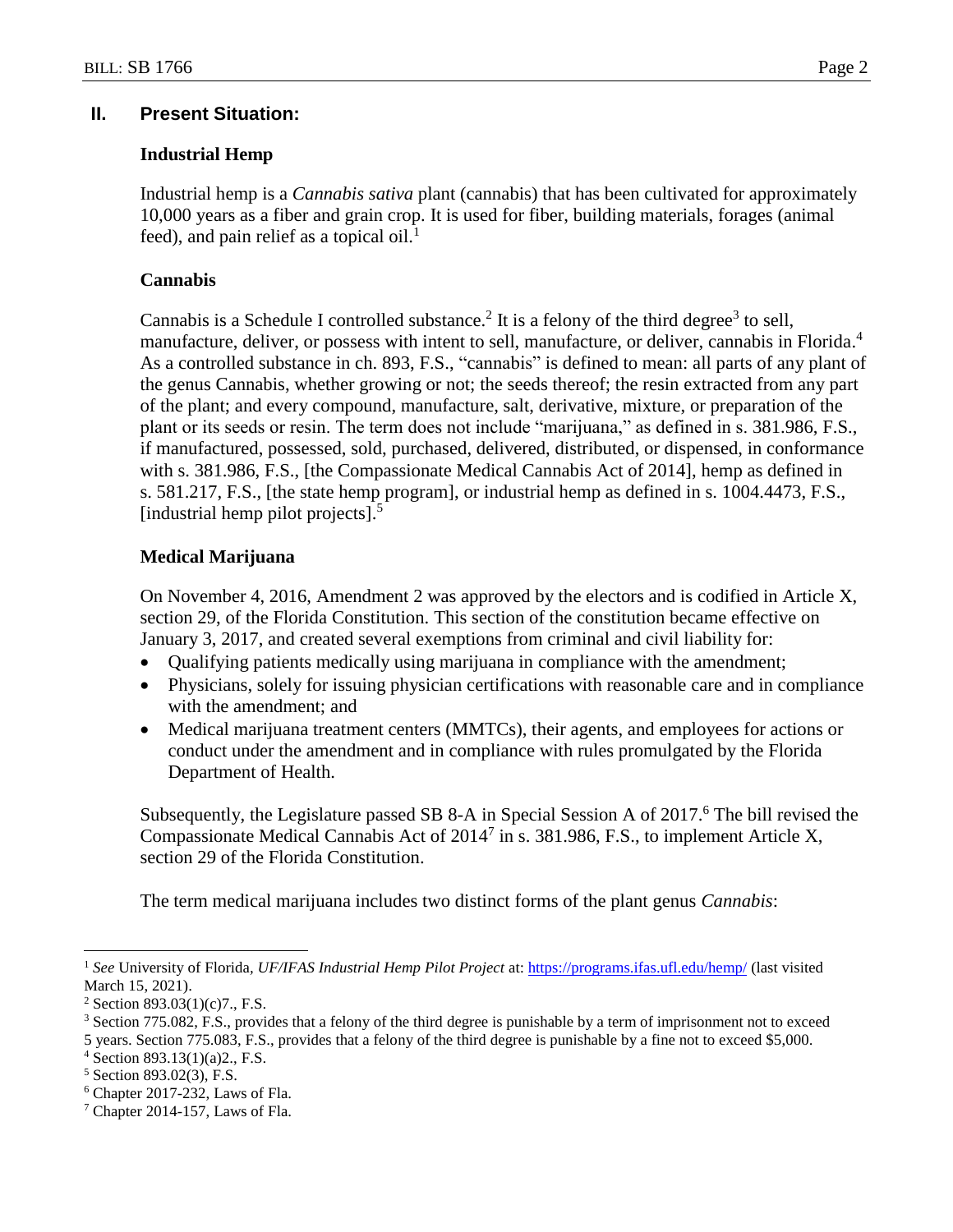## II. Present Situation:

### Industrial Hemp

Industrial hemp is a *Cannabis sativa* plant (cannabis) that has been cultivated for approximately 10,000 years as a fiber and grain crop. It is used for fiber, building materials, forages (animal feed), and pain relief as a topical oil.[1]

### Cannabis

Cannabis is a Schedule I controlled substance.[2] It is a felony of the third degree[3] to sell, manufacture, deliver, or possess with intent to sell, manufacture, or deliver, cannabis in Florida.[4] As a controlled substance in ch. 893, F.S., "cannabis" is defined to mean: all parts of any plant of the genus Cannabis, whether growing or not; the seeds thereof; the resin extracted from any part of the plant; and every compound, manufacture, salt, derivative, mixture, or preparation of the plant or its seeds or resin. The term does not include "marijuana," as defined in s. 381.986, F.S., if manufactured, possessed, sold, purchased, delivered, distributed, or dispensed, in conformance with s. 381.986, F.S., [the Compassionate Medical Cannabis Act of 2014], hemp as defined in s. 581.217, F.S., [the state hemp program], or industrial hemp as defined in s. 1004.4473, F.S., [industrial hemp pilot projects].[5]

### Medical Marijuana

On November 4, 2016, Amendment 2 was approved by the electors and is codified in Article X, section 29, of the Florida Constitution. This section of the constitution became effective on January 3, 2017, and created several exemptions from criminal and civil liability for:

- Qualifying patients medically using marijuana in compliance with the amendment;
- Physicians, solely for issuing physician certifications with reasonable care and in compliance with the amendment; and
- Medical marijuana treatment centers (MMTCs), their agents, and employees for actions or conduct under the amendment and in compliance with rules promulgated by the Florida Department of Health.

Subsequently, the Legislature passed SB 8-A in Special Session A of 2017.[6] The bill revised the Compassionate Medical Cannabis Act of 2014[7] in s. 381.986, F.S., to implement Article X, section 29 of the Florida Constitution.

The term medical marijuana includes two distinct forms of the plant genus *Cannabis*:

---

[1] *See* University of Florida, *UF/IFAS Industrial Hemp Pilot Project* at: https://programs.ifas.ufl.edu/hemp/ (last visited March 15, 2021).

[2] Section 893.03(1)(c)7., F.S.

[3] Section 775.082, F.S., provides that a felony of the third degree is punishable by a term of imprisonment not to exceed 5 years. Section 775.083, F.S., provides that a felony of the third degree is punishable by a fine not to exceed $5,000.

[4] Section 893.13(1)(a)2., F.S.

[5] Section 893.02(3), F.S.

[6] Chapter 2017-232, Laws of Fla.

[7] Chapter 2014-157, Laws of Fla.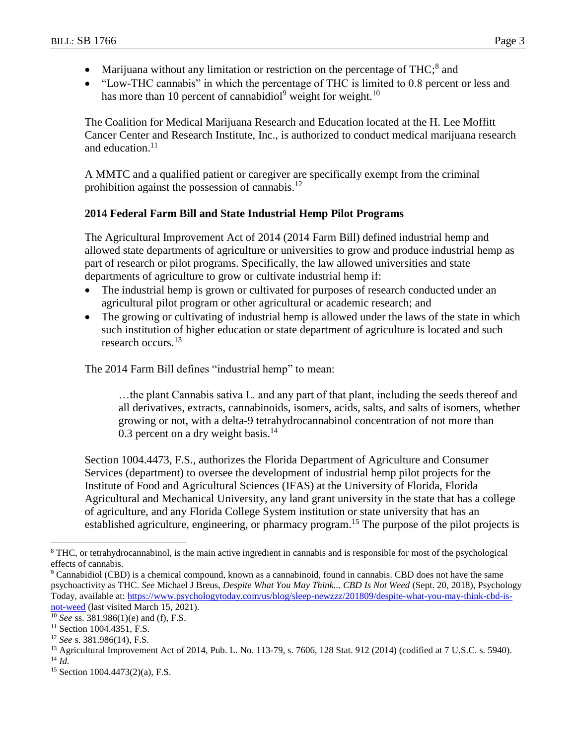- Marijuana without any limitation or restriction on the percentage of THC;[8] and
- "Low-THC cannabis" in which the percentage of THC is limited to 0.8 percent or less and has more than 10 percent of cannabidiol[9] weight for weight.[10]

The Coalition for Medical Marijuana Research and Education located at the H. Lee Moffitt Cancer Center and Research Institute, Inc., is authorized to conduct medical marijuana research and education.[11]

A MMTC and a qualified patient or caregiver are specifically exempt from the criminal prohibition against the possession of cannabis.[12]

**2014 Federal Farm Bill and State Industrial Hemp Pilot Programs**

The Agricultural Improvement Act of 2014 (2014 Farm Bill) defined industrial hemp and allowed state departments of agriculture or universities to grow and produce industrial hemp as part of research or pilot programs. Specifically, the law allowed universities and state departments of agriculture to grow or cultivate industrial hemp if:

- The industrial hemp is grown or cultivated for purposes of research conducted under an agricultural pilot program or other agricultural or academic research; and
- The growing or cultivating of industrial hemp is allowed under the laws of the state in which such institution of higher education or state department of agriculture is located and such research occurs.[13]

The 2014 Farm Bill defines "industrial hemp" to mean:

> …the plant Cannabis sativa L. and any part of that plant, including the seeds thereof and all derivatives, extracts, cannabinoids, isomers, acids, salts, and salts of isomers, whether growing or not, with a delta-9 tetrahydrocannabinol concentration of not more than 0.3 percent on a dry weight basis.[14]

Section 1004.4473, F.S., authorizes the Florida Department of Agriculture and Consumer Services (department) to oversee the development of industrial hemp pilot projects for the Institute of Food and Agricultural Sciences (IFAS) at the University of Florida, Florida Agricultural and Mechanical University, any land grant university in the state that has a college of agriculture, and any Florida College System institution or state university that has an established agriculture, engineering, or pharmacy program.[15] The purpose of the pilot projects is

---

[8] THC, or tetrahydrocannabinol, is the main active ingredient in cannabis and is responsible for most of the psychological effects of cannabis.

[9] Cannabidiol (CBD) is a chemical compound, known as a cannabinoid, found in cannabis. CBD does not have the same psychoactivity as THC. *See* Michael J Breus, *Despite What You May Think... CBD Is Not Weed* (Sept. 20, 2018), Psychology Today, available at: https://www.psychologytoday.com/us/blog/sleep-newzzz/201809/despite-what-you-may-think-cbd-is-not-weed (last visited March 15, 2021).

[10] *See* ss. 381.986(1)(e) and (f), F.S.

[11] Section 1004.4351, F.S.

[12] *See* s. 381.986(14), F.S.

[13] Agricultural Improvement Act of 2014, Pub. L. No. 113-79, s. 7606, 128 Stat. 912 (2014) (codified at 7 U.S.C. s. 5940).

[14] *Id.*

[15] Section 1004.4473(2)(a), F.S.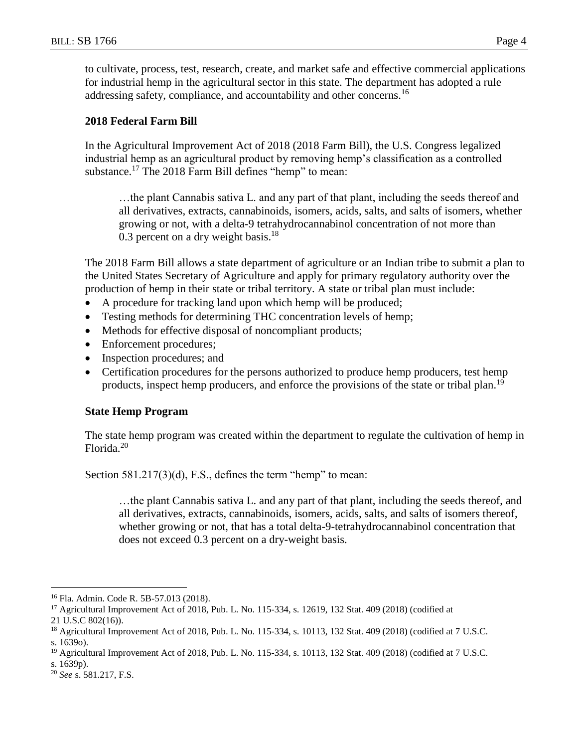to cultivate, process, test, research, create, and market safe and effective commercial applications for industrial hemp in the agricultural sector in this state. The department has adopted a rule addressing safety, compliance, and accountability and other concerns.[16]

**2018 Federal Farm Bill**

In the Agricultural Improvement Act of 2018 (2018 Farm Bill), the U.S. Congress legalized industrial hemp as an agricultural product by removing hemp's classification as a controlled substance.[17] The 2018 Farm Bill defines "hemp" to mean:

> …the plant Cannabis sativa L. and any part of that plant, including the seeds thereof and all derivatives, extracts, cannabinoids, isomers, acids, salts, and salts of isomers, whether growing or not, with a delta-9 tetrahydrocannabinol concentration of not more than 0.3 percent on a dry weight basis.[18]

The 2018 Farm Bill allows a state department of agriculture or an Indian tribe to submit a plan to the United States Secretary of Agriculture and apply for primary regulatory authority over the production of hemp in their state or tribal territory. A state or tribal plan must include:

- A procedure for tracking land upon which hemp will be produced;
- Testing methods for determining THC concentration levels of hemp;
- Methods for effective disposal of noncompliant products;
- Enforcement procedures;
- Inspection procedures; and
- Certification procedures for the persons authorized to produce hemp producers, test hemp products, inspect hemp producers, and enforce the provisions of the state or tribal plan.[19]

**State Hemp Program**

The state hemp program was created within the department to regulate the cultivation of hemp in Florida.[20]

Section 581.217(3)(d), F.S., defines the term "hemp" to mean:

> …the plant Cannabis sativa L. and any part of that plant, including the seeds thereof, and all derivatives, extracts, cannabinoids, isomers, acids, salts, and salts of isomers thereof, whether growing or not, that has a total delta-9-tetrahydrocannabinol concentration that does not exceed 0.3 percent on a dry-weight basis.

---

[16] Fla. Admin. Code R. 5B-57.013 (2018).

[17] Agricultural Improvement Act of 2018, Pub. L. No. 115-334, s. 12619, 132 Stat. 409 (2018) (codified at 21 U.S.C 802(16)).

[18] Agricultural Improvement Act of 2018, Pub. L. No. 115-334, s. 10113, 132 Stat. 409 (2018) (codified at 7 U.S.C. s. 1639o).

[19] Agricultural Improvement Act of 2018, Pub. L. No. 115-334, s. 10113, 132 Stat. 409 (2018) (codified at 7 U.S.C. s. 1639p).

[20] *See* s. 581.217, F.S.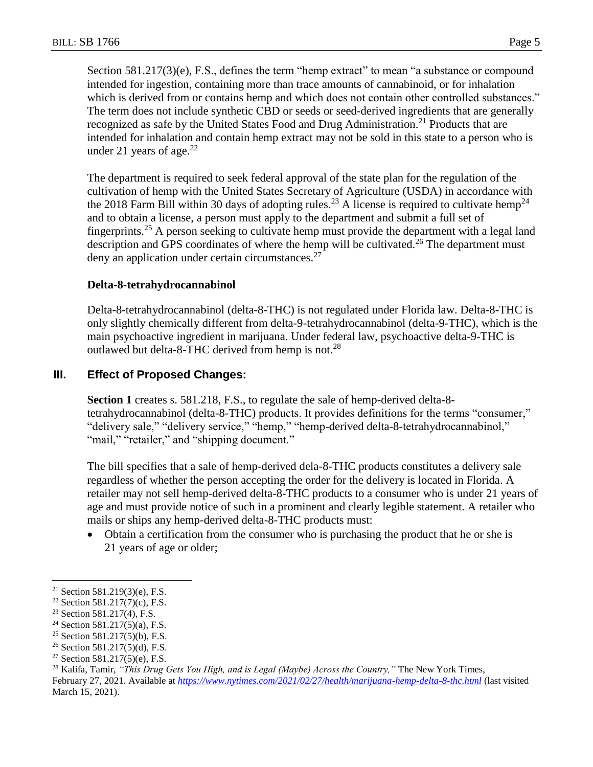Section 581.217(3)(e), F.S., defines the term "hemp extract" to mean "a substance or compound intended for ingestion, containing more than trace amounts of cannabinoid, or for inhalation which is derived from or contains hemp and which does not contain other controlled substances." The term does not include synthetic CBD or seeds or seed-derived ingredients that are generally recognized as safe by the United States Food and Drug Administration.[21] Products that are intended for inhalation and contain hemp extract may not be sold in this state to a person who is under 21 years of age.[22]

The department is required to seek federal approval of the state plan for the regulation of the cultivation of hemp with the United States Secretary of Agriculture (USDA) in accordance with the 2018 Farm Bill within 30 days of adopting rules.[23] A license is required to cultivate hemp[24] and to obtain a license, a person must apply to the department and submit a full set of fingerprints.[25] A person seeking to cultivate hemp must provide the department with a legal land description and GPS coordinates of where the hemp will be cultivated.[26] The department must deny an application under certain circumstances.[27]

**Delta-8-tetrahydrocannabinol**

Delta-8-tetrahydrocannabinol (delta-8-THC) is not regulated under Florida law. Delta-8-THC is only slightly chemically different from delta-9-tetrahydrocannabinol (delta-9-THC), which is the main psychoactive ingredient in marijuana. Under federal law, psychoactive delta-9-THC is outlawed but delta-8-THC derived from hemp is not.[28]

## III. Effect of Proposed Changes:

**Section 1** creates s. 581.218, F.S., to regulate the sale of hemp-derived delta-8-tetrahydrocannabinol (delta-8-THC) products. It provides definitions for the terms "consumer," "delivery sale," "delivery service," "hemp," "hemp-derived delta-8-tetrahydrocannabinol," "mail," "retailer," and "shipping document."

The bill specifies that a sale of hemp-derived dela-8-THC products constitutes a delivery sale regardless of whether the person accepting the order for the delivery is located in Florida. A retailer may not sell hemp-derived delta-8-THC products to a consumer who is under 21 years of age and must provide notice of such in a prominent and clearly legible statement. A retailer who mails or ships any hemp-derived delta-8-THC products must:

- Obtain a certification from the consumer who is purchasing the product that he or she is 21 years of age or older;

---

[21] Section 581.219(3)(e), F.S.

[22] Section 581.217(7)(c), F.S.

[23] Section 581.217(4), F.S.

[24] Section 581.217(5)(a), F.S.

[25] Section 581.217(5)(b), F.S.

[26] Section 581.217(5)(d), F.S.

[27] Section 581.217(5)(e), F.S.

[28] Kalifa, Tamir, *"This Drug Gets You High, and is Legal (Maybe) Across the Country,"* The New York Times, February 27, 2021. Available at *https://www.nytimes.com/2021/02/27/health/marijuana-hemp-delta-8-thc.html* (last visited March 15, 2021).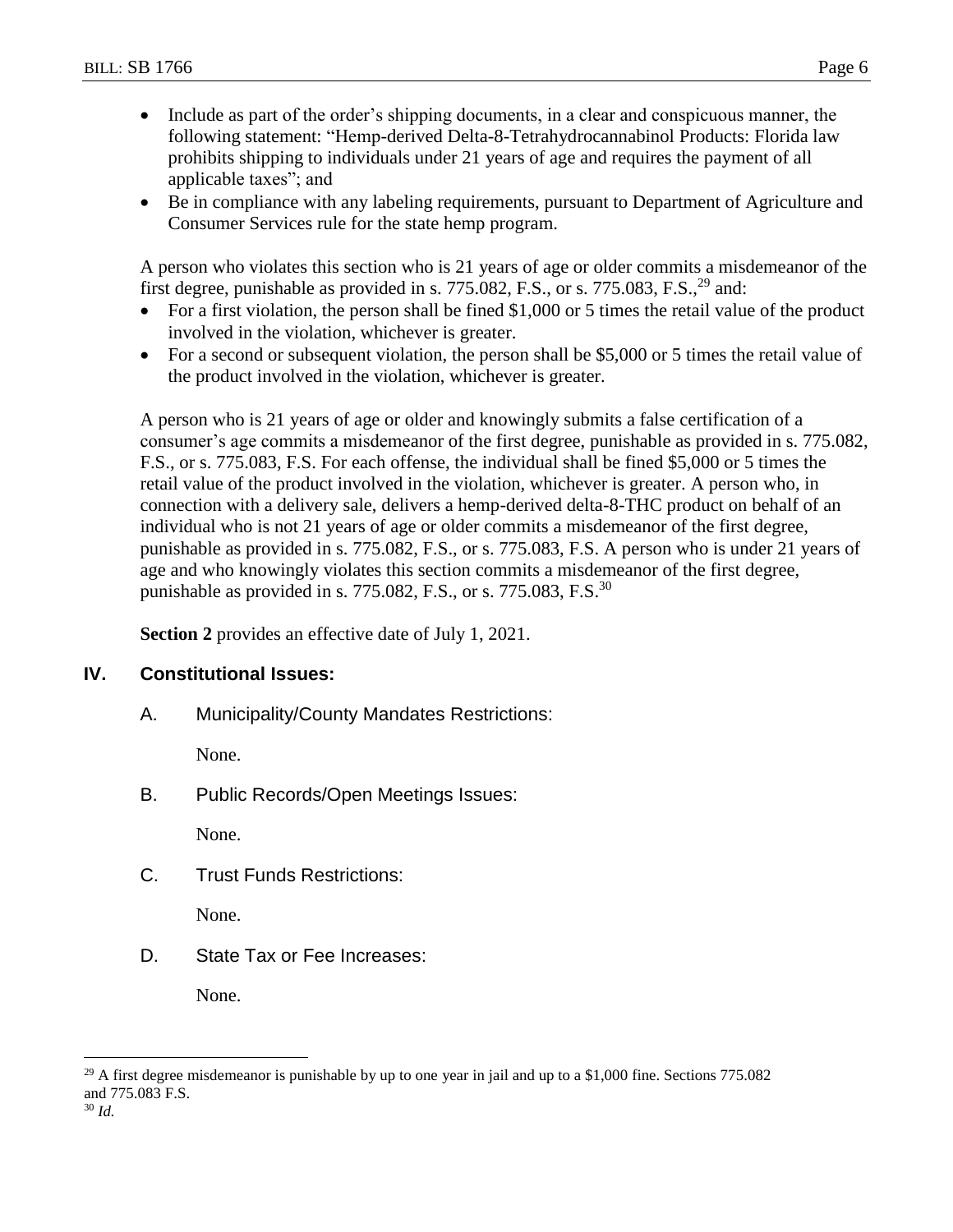- Include as part of the order's shipping documents, in a clear and conspicuous manner, the following statement: "Hemp-derived Delta-8-Tetrahydrocannabinol Products: Florida law prohibits shipping to individuals under 21 years of age and requires the payment of all applicable taxes"; and
- Be in compliance with any labeling requirements, pursuant to Department of Agriculture and Consumer Services rule for the state hemp program.

A person who violates this section who is 21 years of age or older commits a misdemeanor of the first degree, punishable as provided in s. 775.082, F.S., or s. 775.083, F.S.,[29] and:

- For a first violation, the person shall be fined $1,000 or 5 times the retail value of the product involved in the violation, whichever is greater.
- For a second or subsequent violation, the person shall be $5,000 or 5 times the retail value of the product involved in the violation, whichever is greater.

A person who is 21 years of age or older and knowingly submits a false certification of a consumer's age commits a misdemeanor of the first degree, punishable as provided in s. 775.082, F.S., or s. 775.083, F.S. For each offense, the individual shall be fined $5,000 or 5 times the retail value of the product involved in the violation, whichever is greater. A person who, in connection with a delivery sale, delivers a hemp-derived delta-8-THC product on behalf of an individual who is not 21 years of age or older commits a misdemeanor of the first degree, punishable as provided in s. 775.082, F.S., or s. 775.083, F.S. A person who is under 21 years of age and who knowingly violates this section commits a misdemeanor of the first degree, punishable as provided in s. 775.082, F.S., or s. 775.083, F.S.[30]

**Section 2** provides an effective date of July 1, 2021.

## IV. Constitutional Issues:

### A. Municipality/County Mandates Restrictions:

None.

### B. Public Records/Open Meetings Issues:

None.

### C. Trust Funds Restrictions:

None.

### D. State Tax or Fee Increases:

None.

---

[29] A first degree misdemeanor is punishable by up to one year in jail and up to a $1,000 fine. Sections 775.082 and 775.083 F.S.

[30] *Id.*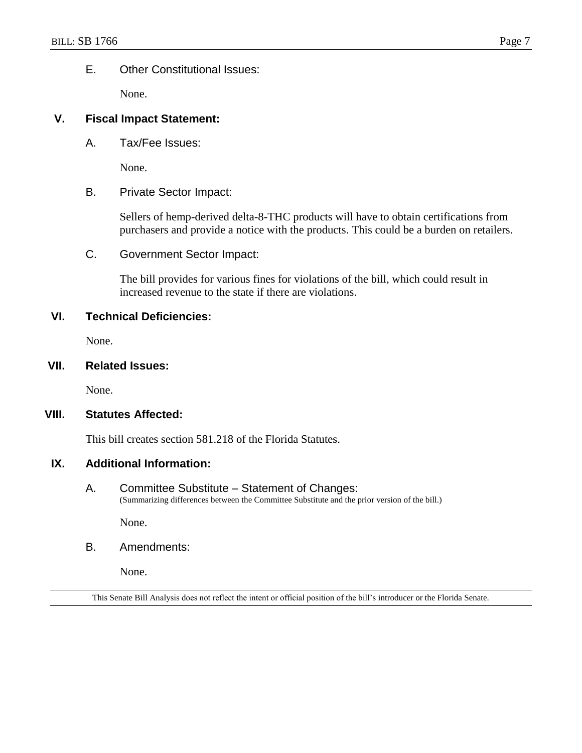E. Other Constitutional Issues:

None.

## V. Fiscal Impact Statement:

A. Tax/Fee Issues:

None.

B. Private Sector Impact:

Sellers of hemp-derived delta-8-THC products will have to obtain certifications from purchasers and provide a notice with the products. This could be a burden on retailers.

C. Government Sector Impact:

The bill provides for various fines for violations of the bill, which could result in increased revenue to the state if there are violations.

## VI. Technical Deficiencies:

None.

## VII. Related Issues:

None.

## VIII. Statutes Affected:

This bill creates section 581.218 of the Florida Statutes.

## IX. Additional Information:

A. Committee Substitute – Statement of Changes:
(Summarizing differences between the Committee Substitute and the prior version of the bill.)

None.

B. Amendments:

None.

This Senate Bill Analysis does not reflect the intent or official position of the bill's introducer or the Florida Senate.